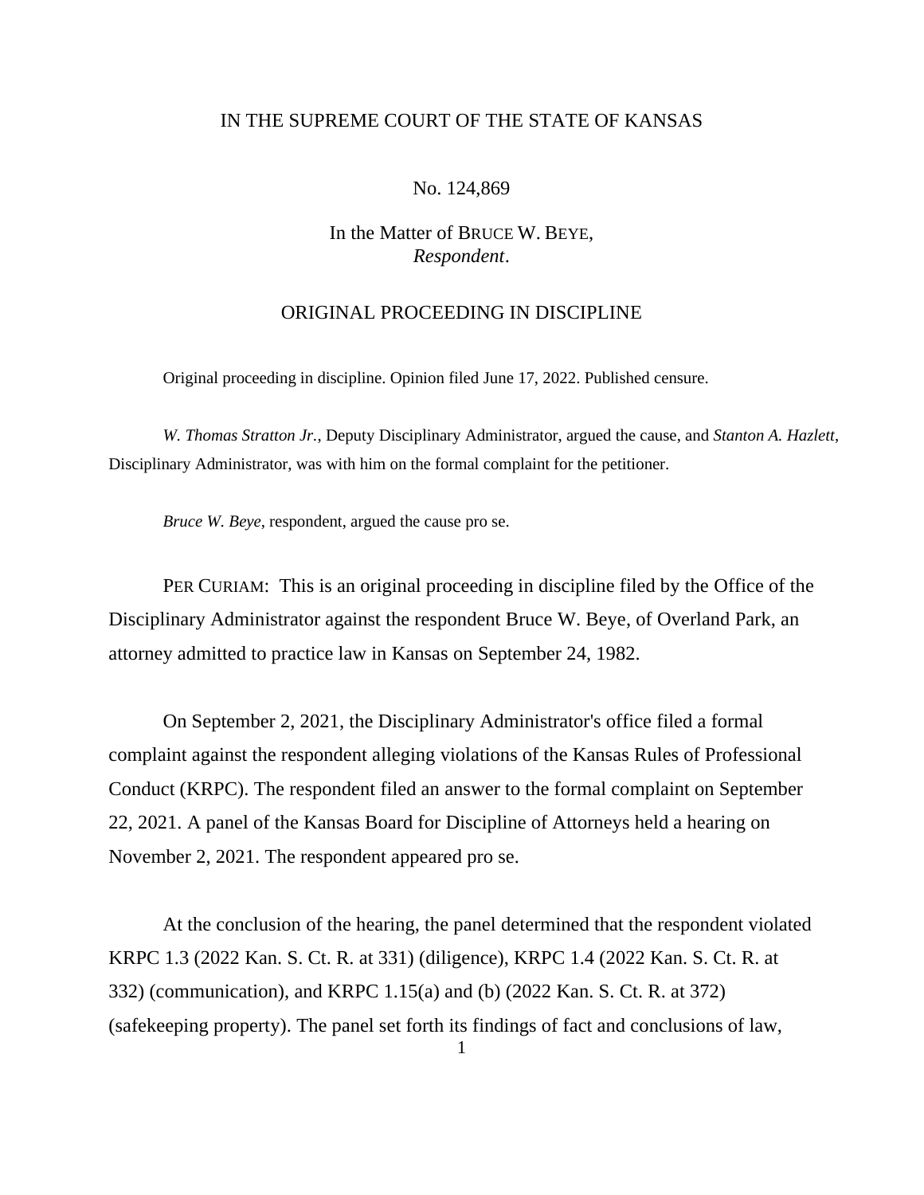IN THE SUPREME COURT OF THE STATE OF KANSAS

No. 124,869

In the Matter of BRUCE W. BEYE,
*Respondent*.

ORIGINAL PROCEEDING IN DISCIPLINE

Original proceeding in discipline. Opinion filed June 17, 2022. Published censure.

*W. Thomas Stratton Jr.*, Deputy Disciplinary Administrator, argued the cause, and *Stanton A. Hazlett*, Disciplinary Administrator, was with him on the formal complaint for the petitioner.

*Bruce W. Beye*, respondent, argued the cause pro se.

PER CURIAM: This is an original proceeding in discipline filed by the Office of the Disciplinary Administrator against the respondent Bruce W. Beye, of Overland Park, an attorney admitted to practice law in Kansas on September 24, 1982.

On September 2, 2021, the Disciplinary Administrator's office filed a formal complaint against the respondent alleging violations of the Kansas Rules of Professional Conduct (KRPC). The respondent filed an answer to the formal complaint on September 22, 2021. A panel of the Kansas Board for Discipline of Attorneys held a hearing on November 2, 2021. The respondent appeared pro se.

At the conclusion of the hearing, the panel determined that the respondent violated KRPC 1.3 (2022 Kan. S. Ct. R. at 331) (diligence), KRPC 1.4 (2022 Kan. S. Ct. R. at 332) (communication), and KRPC 1.15(a) and (b) (2022 Kan. S. Ct. R. at 372) (safekeeping property). The panel set forth its findings of fact and conclusions of law,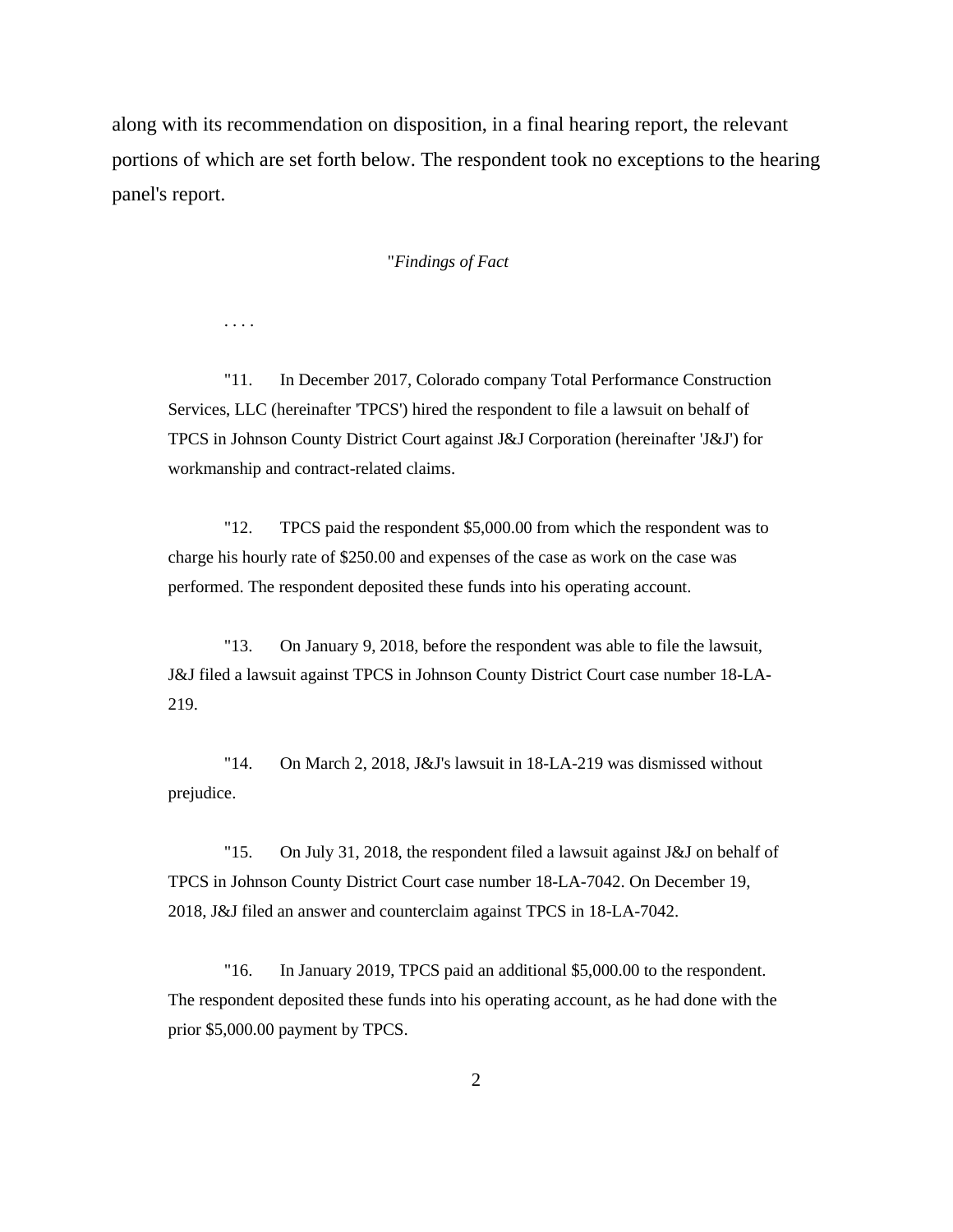along with its recommendation on disposition, in a final hearing report, the relevant portions of which are set forth below. The respondent took no exceptions to the hearing panel's report.

"*Findings of Fact*

. . . .

"11. In December 2017, Colorado company Total Performance Construction Services, LLC (hereinafter 'TPCS') hired the respondent to file a lawsuit on behalf of TPCS in Johnson County District Court against J&J Corporation (hereinafter 'J&J') for workmanship and contract-related claims.

"12. TPCS paid the respondent $5,000.00 from which the respondent was to charge his hourly rate of $250.00 and expenses of the case as work on the case was performed. The respondent deposited these funds into his operating account.

"13. On January 9, 2018, before the respondent was able to file the lawsuit, J&J filed a lawsuit against TPCS in Johnson County District Court case number 18-LA-219.

"14. On March 2, 2018, J&J's lawsuit in 18-LA-219 was dismissed without prejudice.

"15. On July 31, 2018, the respondent filed a lawsuit against J&J on behalf of TPCS in Johnson County District Court case number 18-LA-7042. On December 19, 2018, J&J filed an answer and counterclaim against TPCS in 18-LA-7042.

"16. In January 2019, TPCS paid an additional $5,000.00 to the respondent. The respondent deposited these funds into his operating account, as he had done with the prior $5,000.00 payment by TPCS.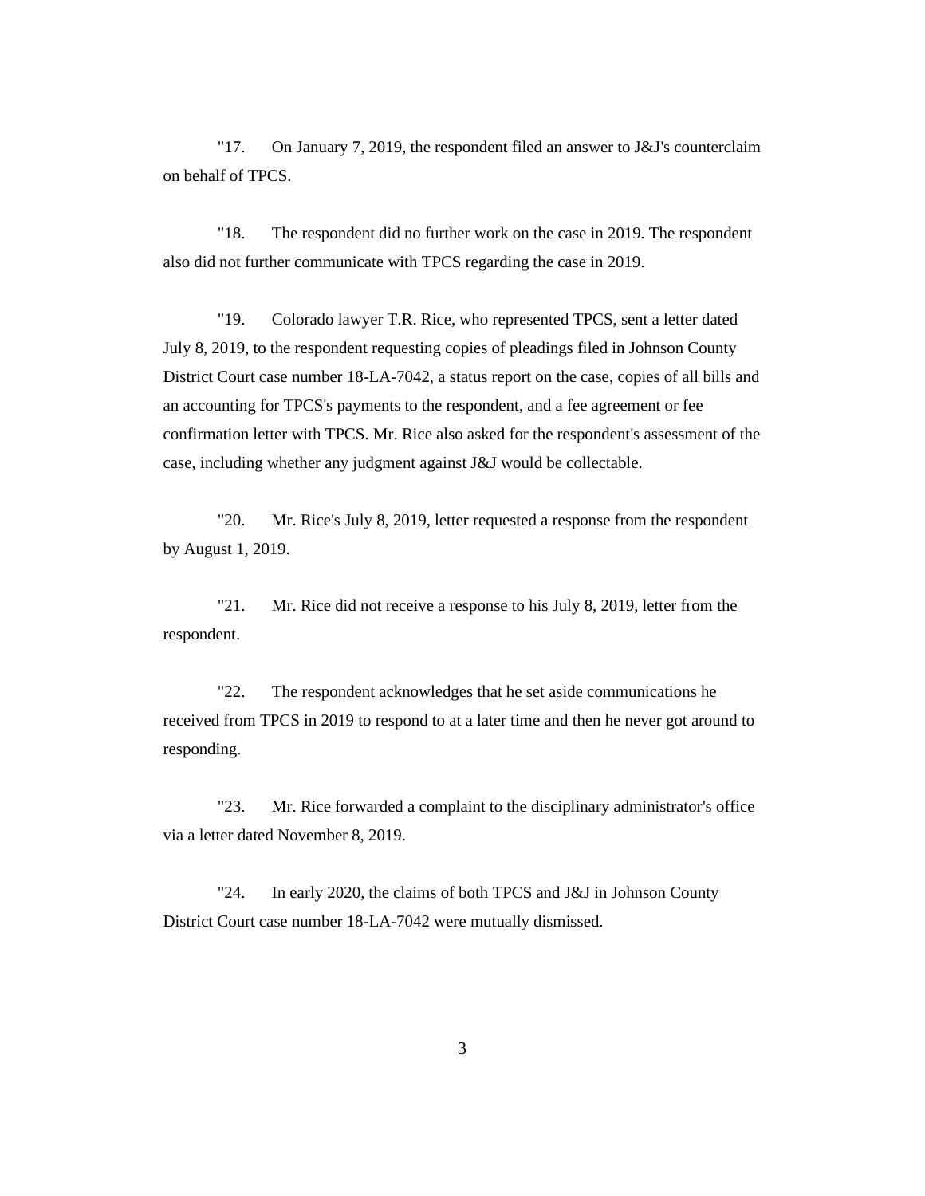"17. On January 7, 2019, the respondent filed an answer to J&J's counterclaim on behalf of TPCS.

"18. The respondent did no further work on the case in 2019. The respondent also did not further communicate with TPCS regarding the case in 2019.

"19. Colorado lawyer T.R. Rice, who represented TPCS, sent a letter dated July 8, 2019, to the respondent requesting copies of pleadings filed in Johnson County District Court case number 18-LA-7042, a status report on the case, copies of all bills and an accounting for TPCS's payments to the respondent, and a fee agreement or fee confirmation letter with TPCS. Mr. Rice also asked for the respondent's assessment of the case, including whether any judgment against J&J would be collectable.

"20. Mr. Rice's July 8, 2019, letter requested a response from the respondent by August 1, 2019.

"21. Mr. Rice did not receive a response to his July 8, 2019, letter from the respondent.

"22. The respondent acknowledges that he set aside communications he received from TPCS in 2019 to respond to at a later time and then he never got around to responding.

"23. Mr. Rice forwarded a complaint to the disciplinary administrator's office via a letter dated November 8, 2019.

"24. In early 2020, the claims of both TPCS and J&J in Johnson County District Court case number 18-LA-7042 were mutually dismissed.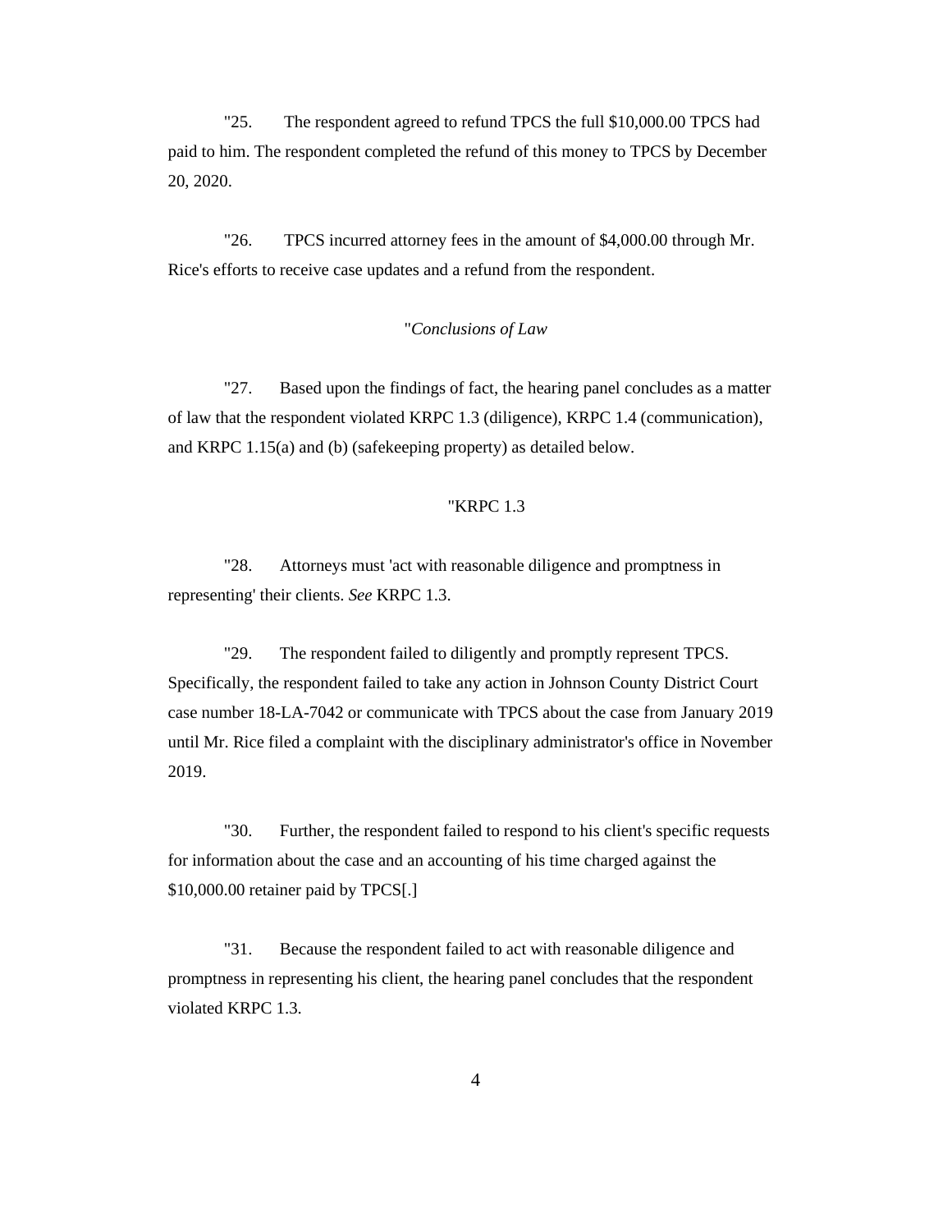"25. The respondent agreed to refund TPCS the full $10,000.00 TPCS had paid to him. The respondent completed the refund of this money to TPCS by December 20, 2020.

"26. TPCS incurred attorney fees in the amount of $4,000.00 through Mr. Rice's efforts to receive case updates and a refund from the respondent.

"*Conclusions of Law*

"27. Based upon the findings of fact, the hearing panel concludes as a matter of law that the respondent violated KRPC 1.3 (diligence), KRPC 1.4 (communication), and KRPC 1.15(a) and (b) (safekeeping property) as detailed below.

"KRPC 1.3

"28. Attorneys must 'act with reasonable diligence and promptness in representing' their clients. *See* KRPC 1.3.

"29. The respondent failed to diligently and promptly represent TPCS. Specifically, the respondent failed to take any action in Johnson County District Court case number 18-LA-7042 or communicate with TPCS about the case from January 2019 until Mr. Rice filed a complaint with the disciplinary administrator's office in November 2019.

"30. Further, the respondent failed to respond to his client's specific requests for information about the case and an accounting of his time charged against the $10,000.00 retainer paid by TPCS[.]

"31. Because the respondent failed to act with reasonable diligence and promptness in representing his client, the hearing panel concludes that the respondent violated KRPC 1.3.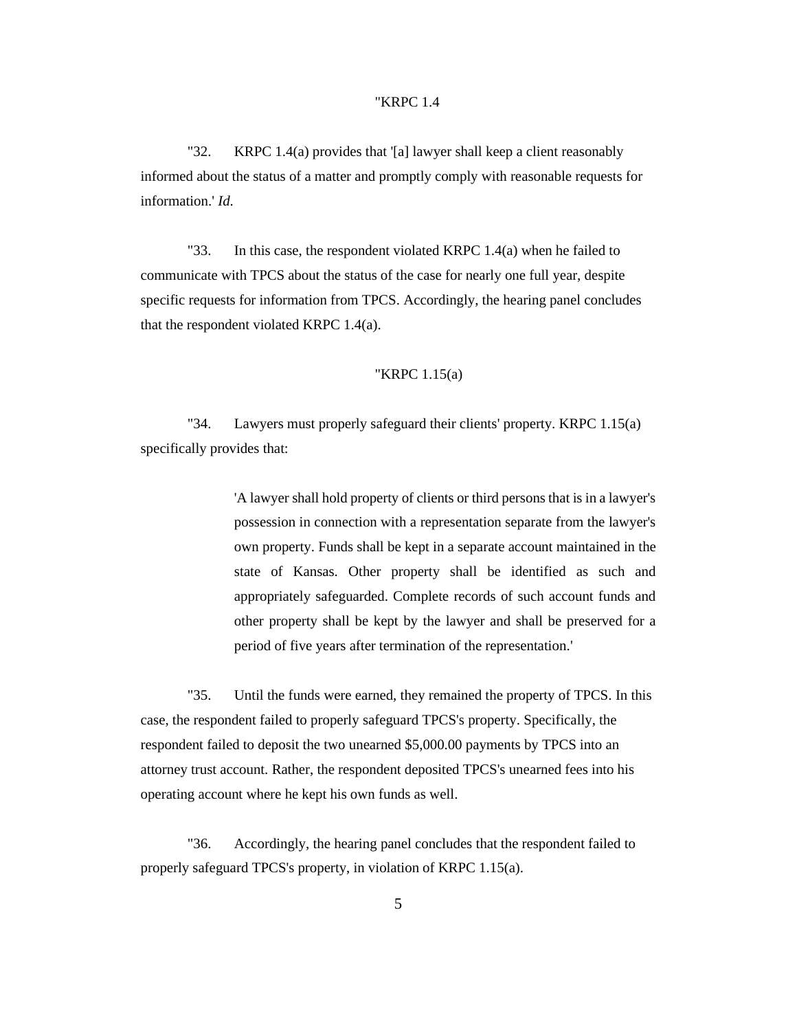"KRPC 1.4

"32. KRPC 1.4(a) provides that '[a] lawyer shall keep a client reasonably informed about the status of a matter and promptly comply with reasonable requests for information.' *Id.*

"33. In this case, the respondent violated KRPC 1.4(a) when he failed to communicate with TPCS about the status of the case for nearly one full year, despite specific requests for information from TPCS. Accordingly, the hearing panel concludes that the respondent violated KRPC 1.4(a).

"KRPC 1.15(a)

"34. Lawyers must properly safeguard their clients' property. KRPC 1.15(a) specifically provides that:

> 'A lawyer shall hold property of clients or third persons that is in a lawyer's possession in connection with a representation separate from the lawyer's own property. Funds shall be kept in a separate account maintained in the state of Kansas. Other property shall be identified as such and appropriately safeguarded. Complete records of such account funds and other property shall be kept by the lawyer and shall be preserved for a period of five years after termination of the representation.'

"35. Until the funds were earned, they remained the property of TPCS. In this case, the respondent failed to properly safeguard TPCS's property. Specifically, the respondent failed to deposit the two unearned $5,000.00 payments by TPCS into an attorney trust account. Rather, the respondent deposited TPCS's unearned fees into his operating account where he kept his own funds as well.

"36. Accordingly, the hearing panel concludes that the respondent failed to properly safeguard TPCS's property, in violation of KRPC 1.15(a).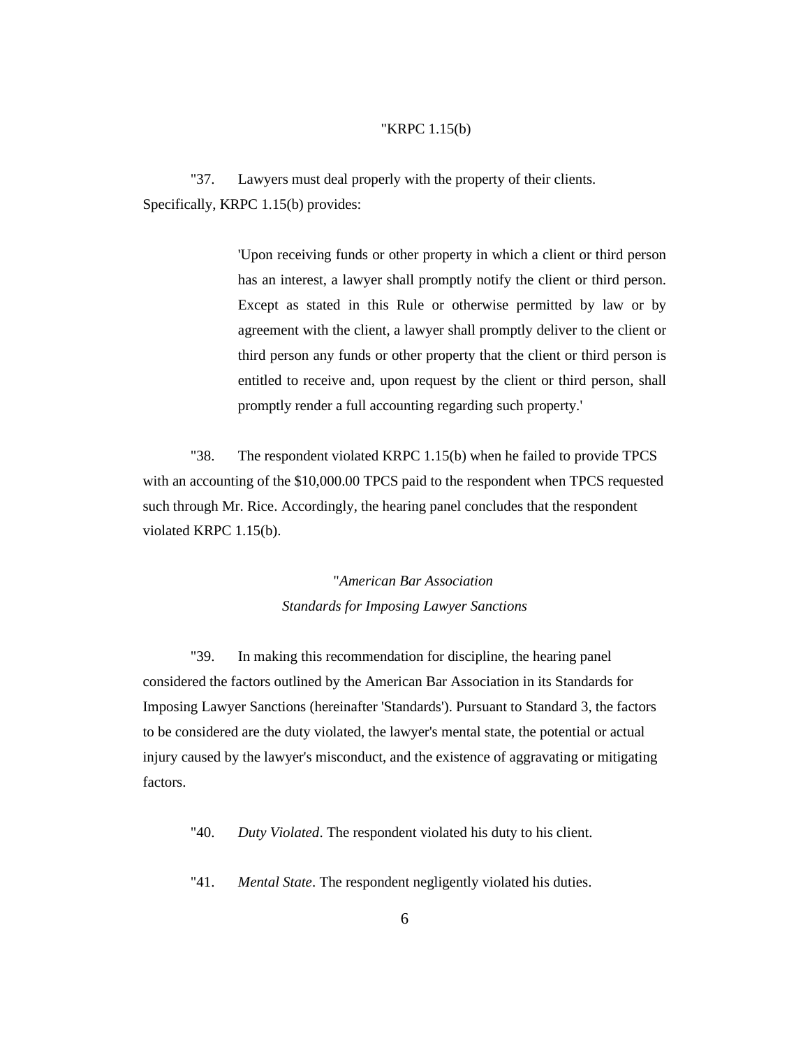"KRPC 1.15(b)

"37. Lawyers must deal properly with the property of their clients. Specifically, KRPC 1.15(b) provides:

> 'Upon receiving funds or other property in which a client or third person has an interest, a lawyer shall promptly notify the client or third person. Except as stated in this Rule or otherwise permitted by law or by agreement with the client, a lawyer shall promptly deliver to the client or third person any funds or other property that the client or third person is entitled to receive and, upon request by the client or third person, shall promptly render a full accounting regarding such property.'

"38. The respondent violated KRPC 1.15(b) when he failed to provide TPCS with an accounting of the $10,000.00 TPCS paid to the respondent when TPCS requested such through Mr. Rice. Accordingly, the hearing panel concludes that the respondent violated KRPC 1.15(b).

"*American Bar Association*
*Standards for Imposing Lawyer Sanctions*

"39. In making this recommendation for discipline, the hearing panel considered the factors outlined by the American Bar Association in its Standards for Imposing Lawyer Sanctions (hereinafter 'Standards'). Pursuant to Standard 3, the factors to be considered are the duty violated, the lawyer's mental state, the potential or actual injury caused by the lawyer's misconduct, and the existence of aggravating or mitigating factors.

"40. *Duty Violated*. The respondent violated his duty to his client.

"41. *Mental State*. The respondent negligently violated his duties.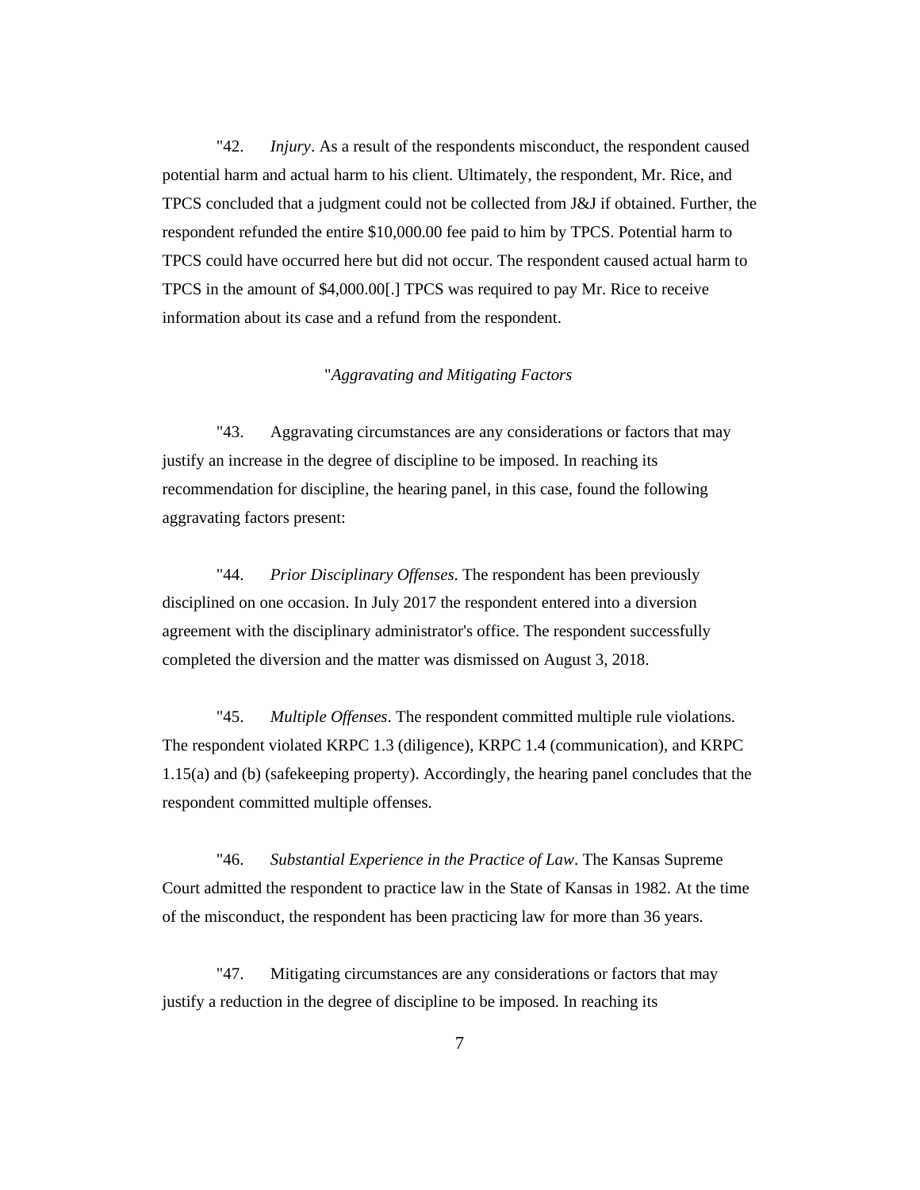"42. *Injury*. As a result of the respondents misconduct, the respondent caused potential harm and actual harm to his client. Ultimately, the respondent, Mr. Rice, and TPCS concluded that a judgment could not be collected from J&J if obtained. Further, the respondent refunded the entire $10,000.00 fee paid to him by TPCS. Potential harm to TPCS could have occurred here but did not occur. The respondent caused actual harm to TPCS in the amount of $4,000.00[.] TPCS was required to pay Mr. Rice to receive information about its case and a refund from the respondent.

"*Aggravating and Mitigating Factors*

"43. Aggravating circumstances are any considerations or factors that may justify an increase in the degree of discipline to be imposed. In reaching its recommendation for discipline, the hearing panel, in this case, found the following aggravating factors present:

"44. *Prior Disciplinary Offenses*. The respondent has been previously disciplined on one occasion. In July 2017 the respondent entered into a diversion agreement with the disciplinary administrator's office. The respondent successfully completed the diversion and the matter was dismissed on August 3, 2018.

"45. *Multiple Offenses*. The respondent committed multiple rule violations. The respondent violated KRPC 1.3 (diligence), KRPC 1.4 (communication), and KRPC 1.15(a) and (b) (safekeeping property). Accordingly, the hearing panel concludes that the respondent committed multiple offenses.

"46. *Substantial Experience in the Practice of Law*. The Kansas Supreme Court admitted the respondent to practice law in the State of Kansas in 1982. At the time of the misconduct, the respondent has been practicing law for more than 36 years.

"47. Mitigating circumstances are any considerations or factors that may justify a reduction in the degree of discipline to be imposed. In reaching its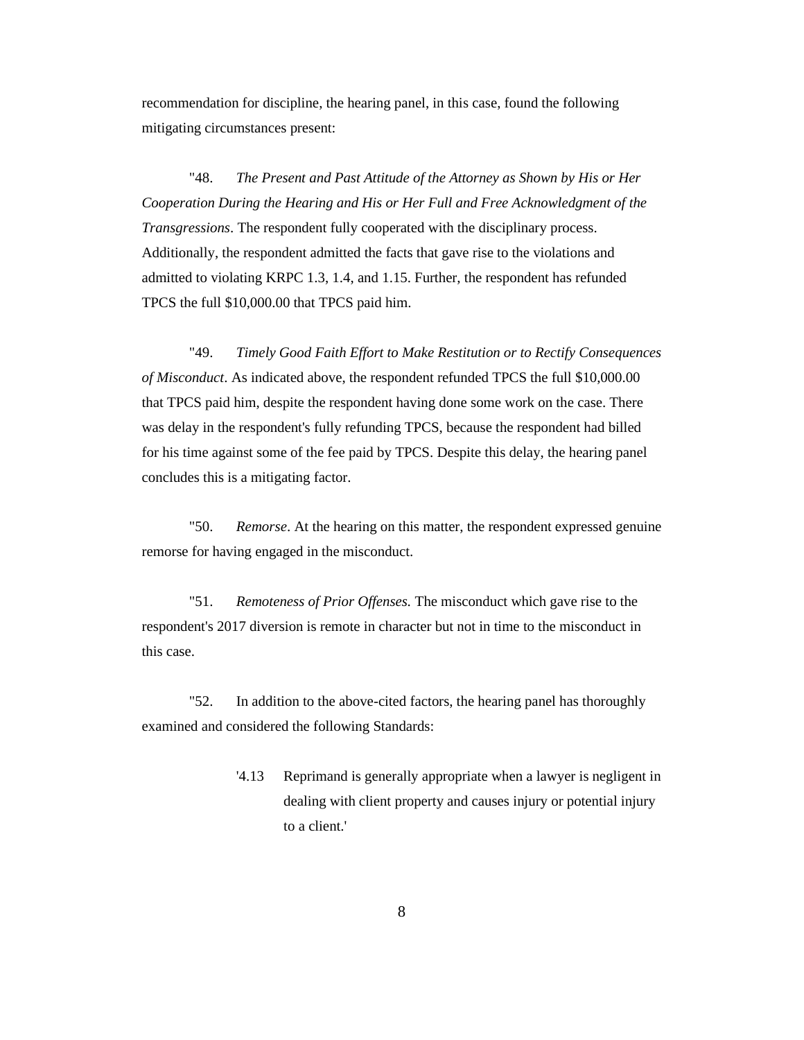recommendation for discipline, the hearing panel, in this case, found the following mitigating circumstances present:

"48. *The Present and Past Attitude of the Attorney as Shown by His or Her Cooperation During the Hearing and His or Her Full and Free Acknowledgment of the Transgressions*. The respondent fully cooperated with the disciplinary process. Additionally, the respondent admitted the facts that gave rise to the violations and admitted to violating KRPC 1.3, 1.4, and 1.15. Further, the respondent has refunded TPCS the full $10,000.00 that TPCS paid him.

"49. *Timely Good Faith Effort to Make Restitution or to Rectify Consequences of Misconduct*. As indicated above, the respondent refunded TPCS the full $10,000.00 that TPCS paid him, despite the respondent having done some work on the case. There was delay in the respondent's fully refunding TPCS, because the respondent had billed for his time against some of the fee paid by TPCS. Despite this delay, the hearing panel concludes this is a mitigating factor.

"50. *Remorse*. At the hearing on this matter, the respondent expressed genuine remorse for having engaged in the misconduct.

"51. *Remoteness of Prior Offenses.* The misconduct which gave rise to the respondent's 2017 diversion is remote in character but not in time to the misconduct in this case.

"52. In addition to the above-cited factors, the hearing panel has thoroughly examined and considered the following Standards:

> '4.13 Reprimand is generally appropriate when a lawyer is negligent in dealing with client property and causes injury or potential injury to a client.'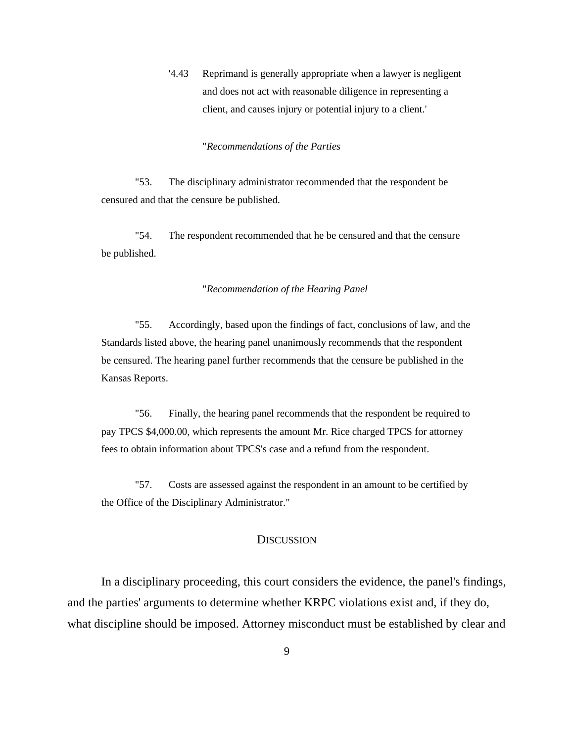'4.43 Reprimand is generally appropriate when a lawyer is negligent and does not act with reasonable diligence in representing a client, and causes injury or potential injury to a client.'

"*Recommendations of the Parties*

"53. The disciplinary administrator recommended that the respondent be censured and that the censure be published.

"54. The respondent recommended that he be censured and that the censure be published.

"*Recommendation of the Hearing Panel*

"55. Accordingly, based upon the findings of fact, conclusions of law, and the Standards listed above, the hearing panel unanimously recommends that the respondent be censured. The hearing panel further recommends that the censure be published in the Kansas Reports.

"56. Finally, the hearing panel recommends that the respondent be required to pay TPCS $4,000.00, which represents the amount Mr. Rice charged TPCS for attorney fees to obtain information about TPCS's case and a refund from the respondent.

"57. Costs are assessed against the respondent in an amount to be certified by the Office of the Disciplinary Administrator."

## DISCUSSION

In a disciplinary proceeding, this court considers the evidence, the panel's findings, and the parties' arguments to determine whether KRPC violations exist and, if they do, what discipline should be imposed. Attorney misconduct must be established by clear and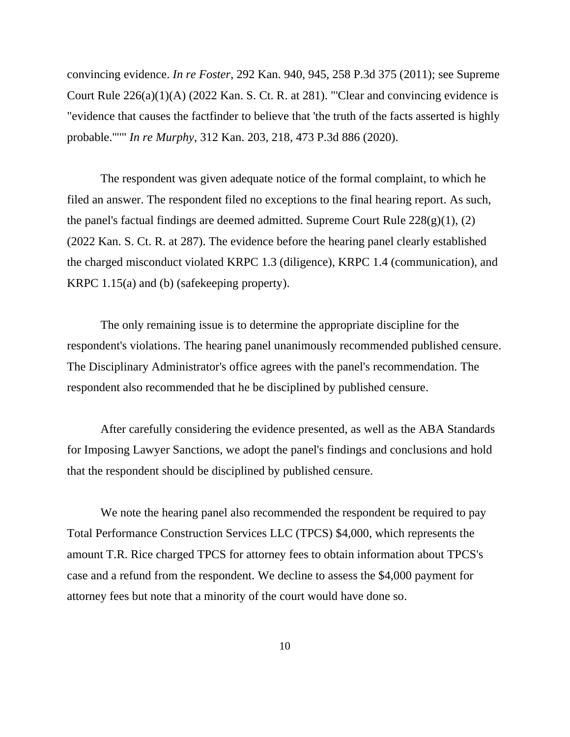convincing evidence. *In re Foster*, 292 Kan. 940, 945, 258 P.3d 375 (2011); see Supreme Court Rule 226(a)(1)(A) (2022 Kan. S. Ct. R. at 281). "'Clear and convincing evidence is "evidence that causes the factfinder to believe that 'the truth of the facts asserted is highly probable.'"'" *In re Murphy*, 312 Kan. 203, 218, 473 P.3d 886 (2020).

The respondent was given adequate notice of the formal complaint, to which he filed an answer. The respondent filed no exceptions to the final hearing report. As such, the panel's factual findings are deemed admitted. Supreme Court Rule 228(g)(1), (2) (2022 Kan. S. Ct. R. at 287). The evidence before the hearing panel clearly established the charged misconduct violated KRPC 1.3 (diligence), KRPC 1.4 (communication), and KRPC 1.15(a) and (b) (safekeeping property).

The only remaining issue is to determine the appropriate discipline for the respondent's violations. The hearing panel unanimously recommended published censure. The Disciplinary Administrator's office agrees with the panel's recommendation. The respondent also recommended that he be disciplined by published censure.

After carefully considering the evidence presented, as well as the ABA Standards for Imposing Lawyer Sanctions, we adopt the panel's findings and conclusions and hold that the respondent should be disciplined by published censure.

We note the hearing panel also recommended the respondent be required to pay Total Performance Construction Services LLC (TPCS) $4,000, which represents the amount T.R. Rice charged TPCS for attorney fees to obtain information about TPCS's case and a refund from the respondent. We decline to assess the $4,000 payment for attorney fees but note that a minority of the court would have done so.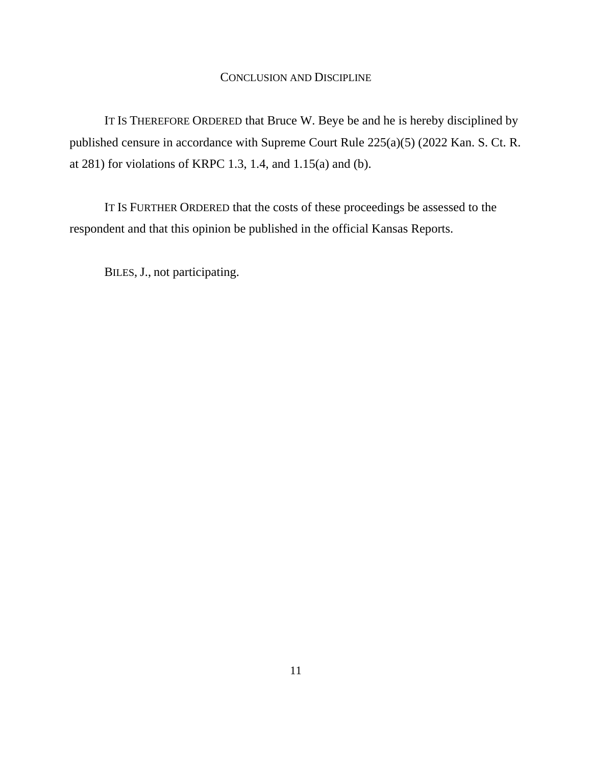## CONCLUSION AND DISCIPLINE

IT IS THEREFORE ORDERED that Bruce W. Beye be and he is hereby disciplined by published censure in accordance with Supreme Court Rule 225(a)(5) (2022 Kan. S. Ct. R. at 281) for violations of KRPC 1.3, 1.4, and 1.15(a) and (b).

IT IS FURTHER ORDERED that the costs of these proceedings be assessed to the respondent and that this opinion be published in the official Kansas Reports.

BILES, J., not participating.